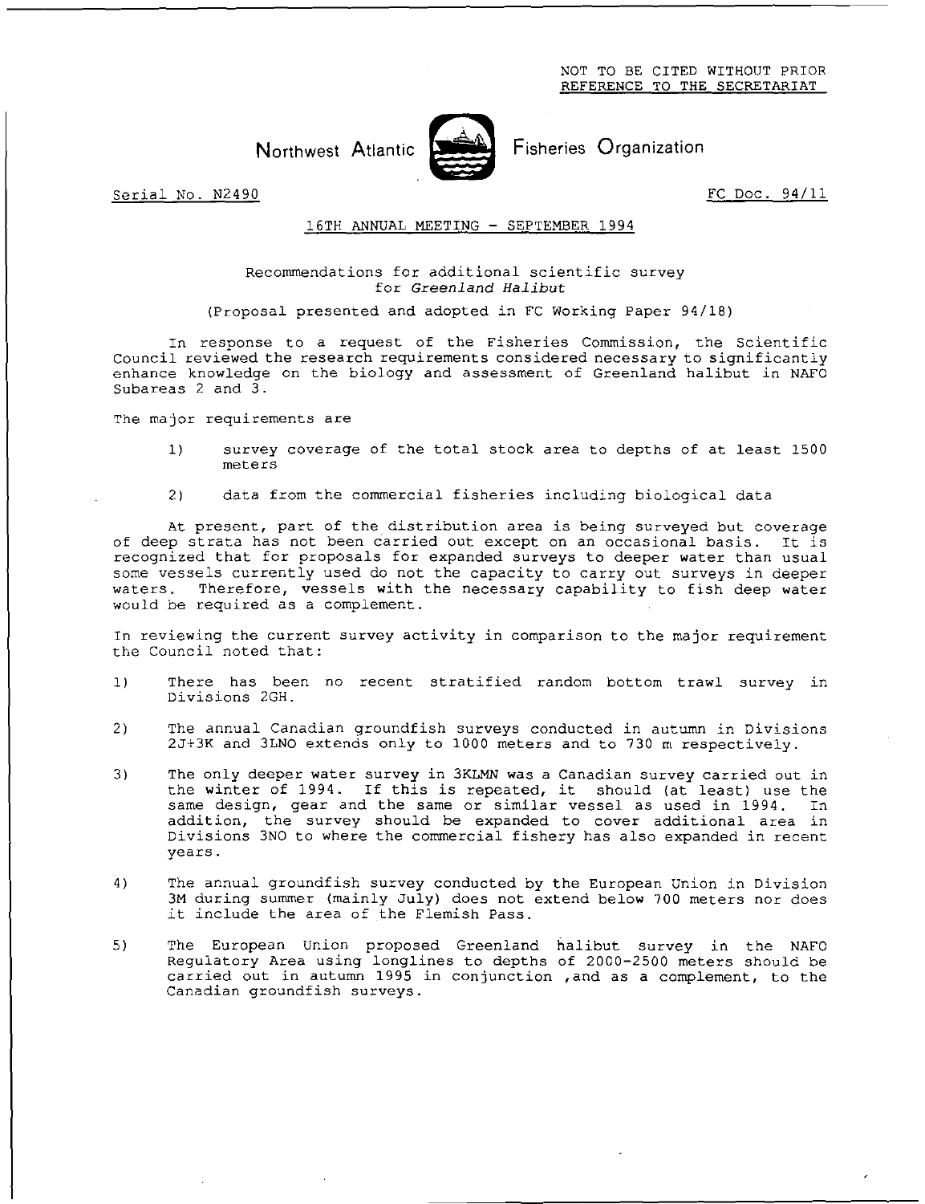NOT TO BE CITED WITHOUT PRIOR REFERENCE TO THE SECRETARIAT

Northwest Atlantic Fisheries Organization

Serial No. N2490 FC Doc. 94/11

16TH ANNUAL MEETING - SEPTEMBER 1994

## Recommendations for additional scientific survey for *Greenland Halibut*

(Proposal presented and adopted in FC Working Paper 94/18)

In response to a request of the Fisheries Commission, the Scientific Council reviewed the research requirements considered necessary to significantly enhance knowledge on the biology and assessment of Greenland halibut in NAFO Subareas 2 and 3.

The major requirements are

1) survey coverage of the total stock area to depths of at least 1500 meters

2) data from the commercial fisheries including biological data

At present, part of the distribution area is being surveyed but coverage of deep strata has not been carried out except on an occasional basis. It is recognized that for proposals for expanded surveys to deeper water than usual some vessels currently used do not the capacity to carry out surveys in deeper waters. Therefore, vessels with the necessary capability to fish deep water would be required as a complement.

In reviewing the current survey activity in comparison to the major requirement the Council noted that:

1) There has been no recent stratified random bottom trawl survey in Divisions 2GH.

2) The annual Canadian groundfish surveys conducted in autumn in Divisions 2J+3K and 3LNO extends only to 1000 meters and to 730 m respectively.

3) The only deeper water survey in 3KLMN was a Canadian survey carried out in the winter of 1994. If this is repeated, it should (at least) use the same design, gear and the same or similar vessel as used in 1994. In addition, the survey should be expanded to cover additional area in Divisions 3NO to where the commercial fishery has also expanded in recent years.

4) The annual groundfish survey conducted by the European Union in Division 3M during summer (mainly July) does not extend below 700 meters nor does it include the area of the Flemish Pass.

5) The European Union proposed Greenland halibut survey in the NAFO Regulatory Area using longlines to depths of 2000-2500 meters should be carried out in autumn 1995 in conjunction ,and as a complement, to the Canadian groundfish surveys.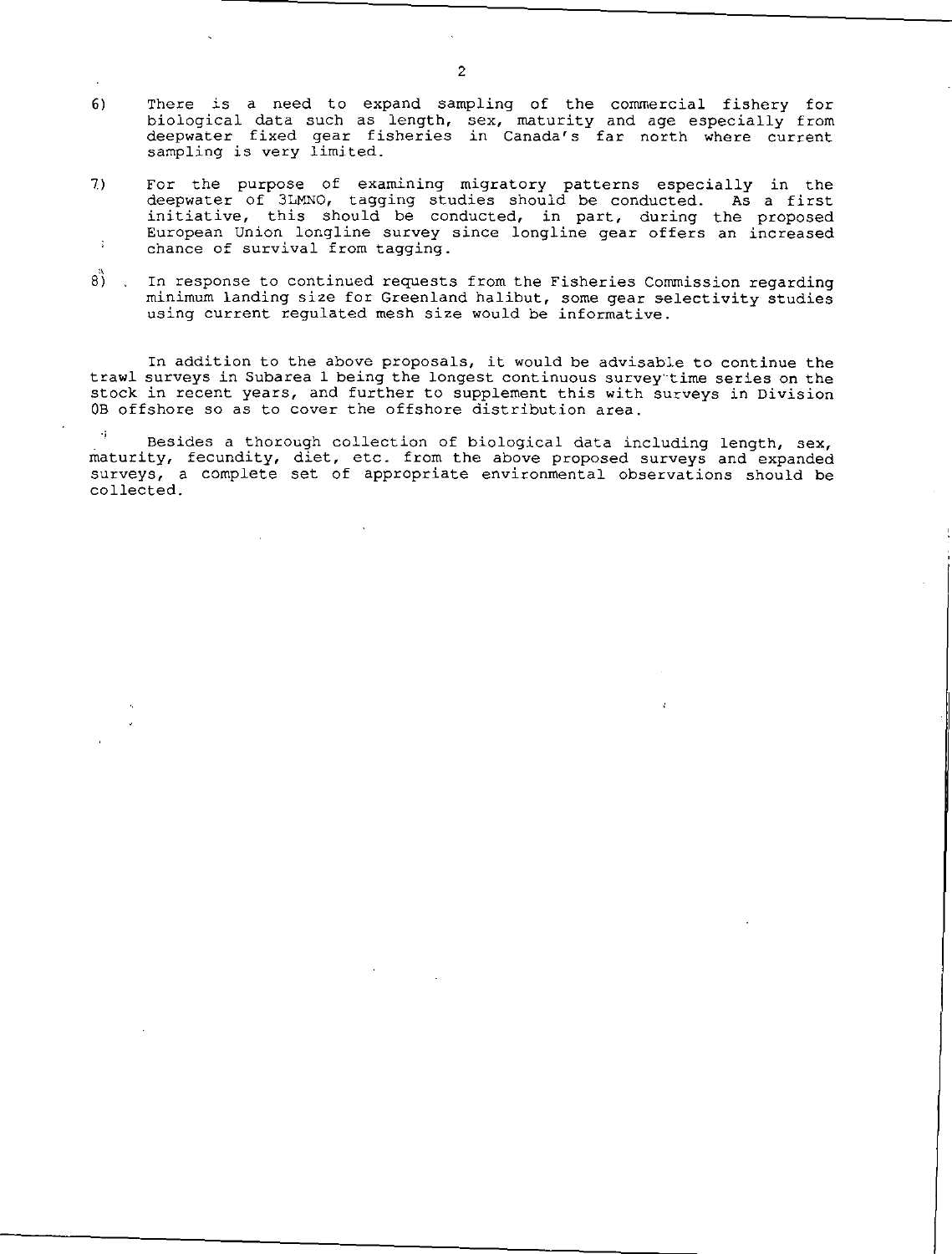6) There is a need to expand sampling of the commercial fishery for biological data such as length, sex, maturity and age especially from deepwater fixed gear fisheries in Canada's far north where current sampling is very limited.

7) For the purpose of examining migratory patterns especially in the deepwater of 3LMNO, tagging studies should be conducted. As a first initiative, this should be conducted, in part, during the proposed European Union longline survey since longline gear offers an increased chance of survival from tagging.

8) In response to continued requests from the Fisheries Commission regarding minimum landing size for Greenland halibut, some gear selectivity studies using current regulated mesh size would be informative.

In addition to the above proposals, it would be advisable to continue the trawl surveys in Subarea 1 being the longest continuous survey time series on the stock in recent years, and further to supplement this with surveys in Division 0B offshore so as to cover the offshore distribution area.

Besides a thorough collection of biological data including length, sex, maturity, fecundity, diet, etc. from the above proposed surveys and expanded surveys, a complete set of appropriate environmental observations should be collected.